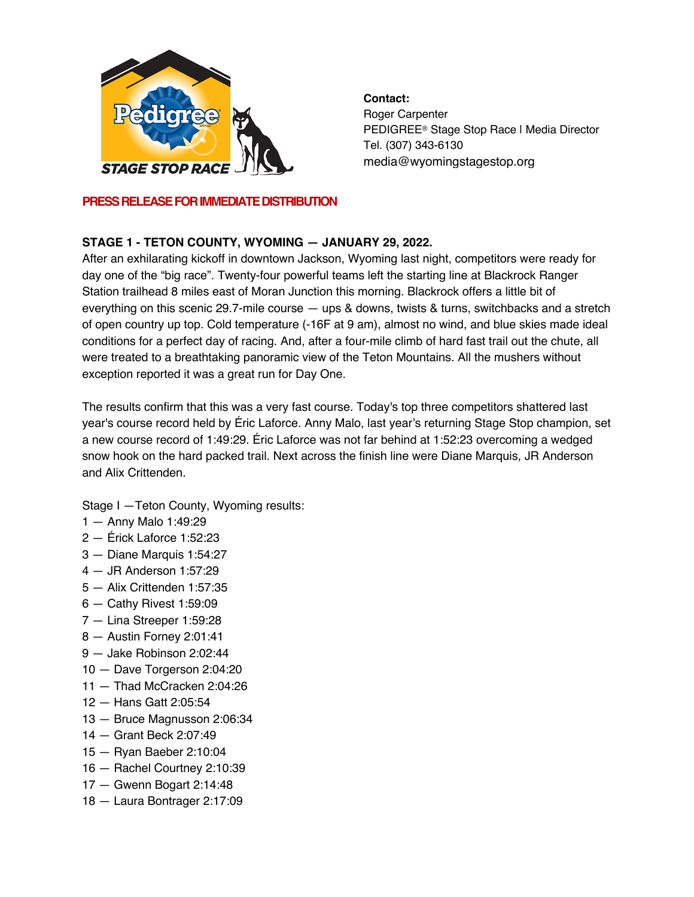**Contact:**
Roger Carpenter
PEDIGREE® Stage Stop Race | Media Director
Tel. (307) 343-6130
media@wyomingstagestop.org

**PRESS RELEASE FOR IMMEDIATE DISTRIBUTION**

**STAGE 1 - TETON COUNTY, WYOMING — JANUARY 29, 2022.**

After an exhilarating kickoff in downtown Jackson, Wyoming last night, competitors were ready for day one of the “big race”. Twenty-four powerful teams left the starting line at Blackrock Ranger Station trailhead 8 miles east of Moran Junction this morning. Blackrock offers a little bit of everything on this scenic 29.7-mile course — ups & downs, twists & turns, switchbacks and a stretch of open country up top. Cold temperature (-16F at 9 am), almost no wind, and blue skies made ideal conditions for a perfect day of racing. And, after a four-mile climb of hard fast trail out the chute, all were treated to a breathtaking panoramic view of the Teton Mountains. All the mushers without exception reported it was a great run for Day One.

The results confirm that this was a very fast course. Today's top three competitors shattered last year's course record held by Éric Laforce. Anny Malo, last year's returning Stage Stop champion, set a new course record of 1:49:29. Éric Laforce was not far behind at 1:52:23 overcoming a wedged snow hook on the hard packed trail. Next across the finish line were Diane Marquis, JR Anderson and Alix Crittenden.

Stage I —Teton County, Wyoming results:

1 — Anny Malo 1:49:29
2 — Érick Laforce 1:52:23
3 — Diane Marquis 1:54:27
4 — JR Anderson 1:57:29
5 — Alix Crittenden 1:57:35
6 — Cathy Rivest 1:59:09
7 — Lina Streeper 1:59:28
8 — Austin Forney 2:01:41
9 — Jake Robinson 2:02:44
10 — Dave Torgerson 2:04:20
11 — Thad McCracken 2:04:26
12 — Hans Gatt 2:05:54
13 — Bruce Magnusson 2:06:34
14 — Grant Beck 2:07:49
15 — Ryan Baeber 2:10:04
16 — Rachel Courtney 2:10:39
17 — Gwenn Bogart 2:14:48
18 — Laura Bontrager 2:17:09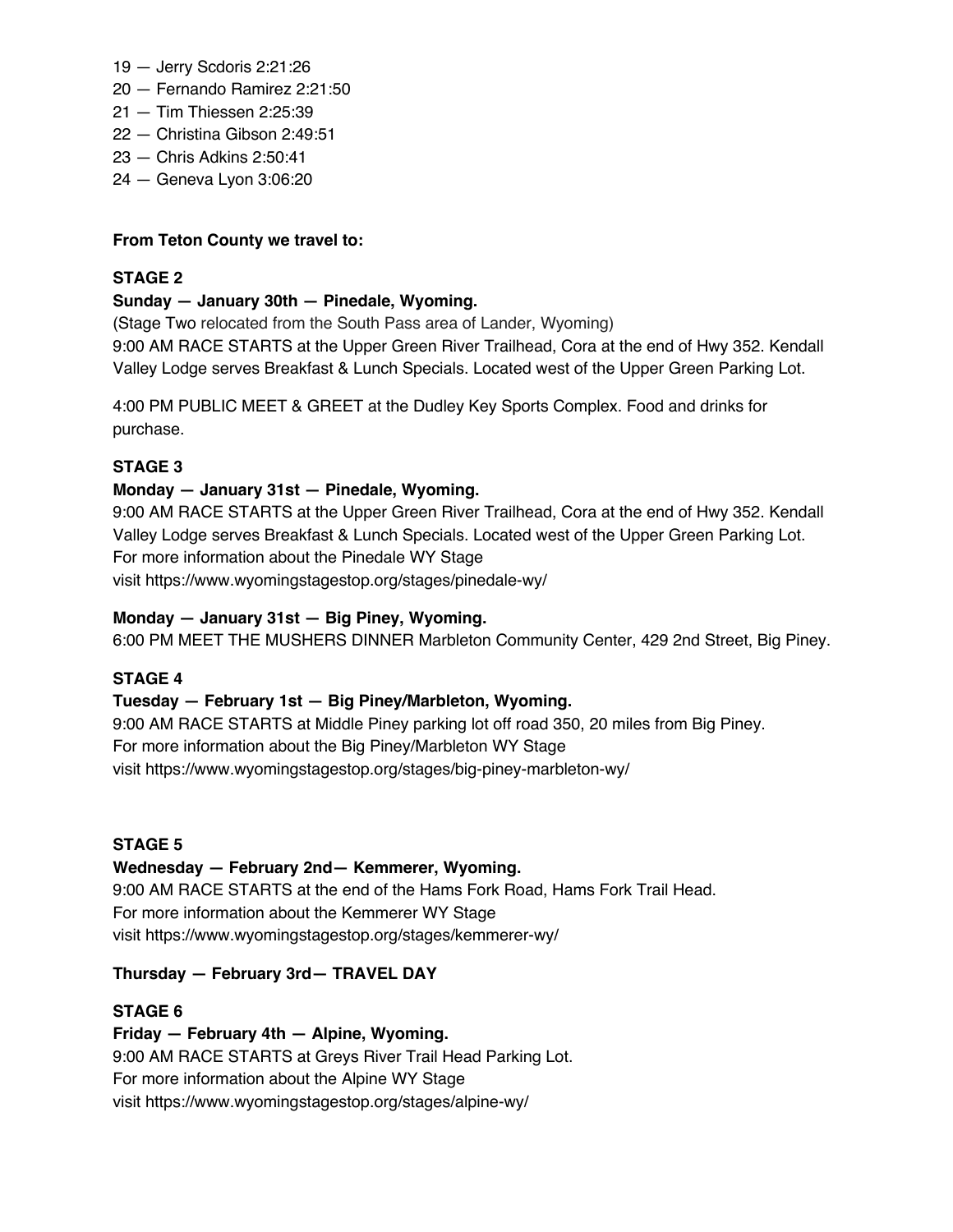19 — Jerry Scdoris 2:21:26
20 — Fernando Ramirez 2:21:50
21 — Tim Thiessen 2:25:39
22 — Christina Gibson 2:49:51
23 — Chris Adkins 2:50:41
24 — Geneva Lyon 3:06:20

**From Teton County we travel to:**

**STAGE 2**

**Sunday — January 30th — Pinedale, Wyoming.**

(Stage Two relocated from the South Pass area of Lander, Wyoming)
9:00 AM RACE STARTS at the Upper Green River Trailhead, Cora at the end of Hwy 352. Kendall Valley Lodge serves Breakfast & Lunch Specials. Located west of the Upper Green Parking Lot.

4:00 PM PUBLIC MEET & GREET at the Dudley Key Sports Complex. Food and drinks for purchase.

**STAGE 3**

**Monday — January 31st — Pinedale, Wyoming.**

9:00 AM RACE STARTS at the Upper Green River Trailhead, Cora at the end of Hwy 352. Kendall Valley Lodge serves Breakfast & Lunch Specials. Located west of the Upper Green Parking Lot.
For more information about the Pinedale WY Stage
visit https://www.wyomingstagestop.org/stages/pinedale-wy/

**Monday — January 31st — Big Piney, Wyoming.**

6:00 PM MEET THE MUSHERS DINNER Marbleton Community Center, 429 2nd Street, Big Piney.

**STAGE 4**

**Tuesday — February 1st — Big Piney/Marbleton, Wyoming.**

9:00 AM RACE STARTS at Middle Piney parking lot off road 350, 20 miles from Big Piney.
For more information about the Big Piney/Marbleton WY Stage
visit https://www.wyomingstagestop.org/stages/big-piney-marbleton-wy/

**STAGE 5**

**Wednesday — February 2nd— Kemmerer, Wyoming.**

9:00 AM RACE STARTS at the end of the Hams Fork Road, Hams Fork Trail Head.
For more information about the Kemmerer WY Stage
visit https://www.wyomingstagestop.org/stages/kemmerer-wy/

**Thursday — February 3rd— TRAVEL DAY**

**STAGE 6**

**Friday — February 4th — Alpine, Wyoming.**

9:00 AM RACE STARTS at Greys River Trail Head Parking Lot.
For more information about the Alpine WY Stage
visit https://www.wyomingstagestop.org/stages/alpine-wy/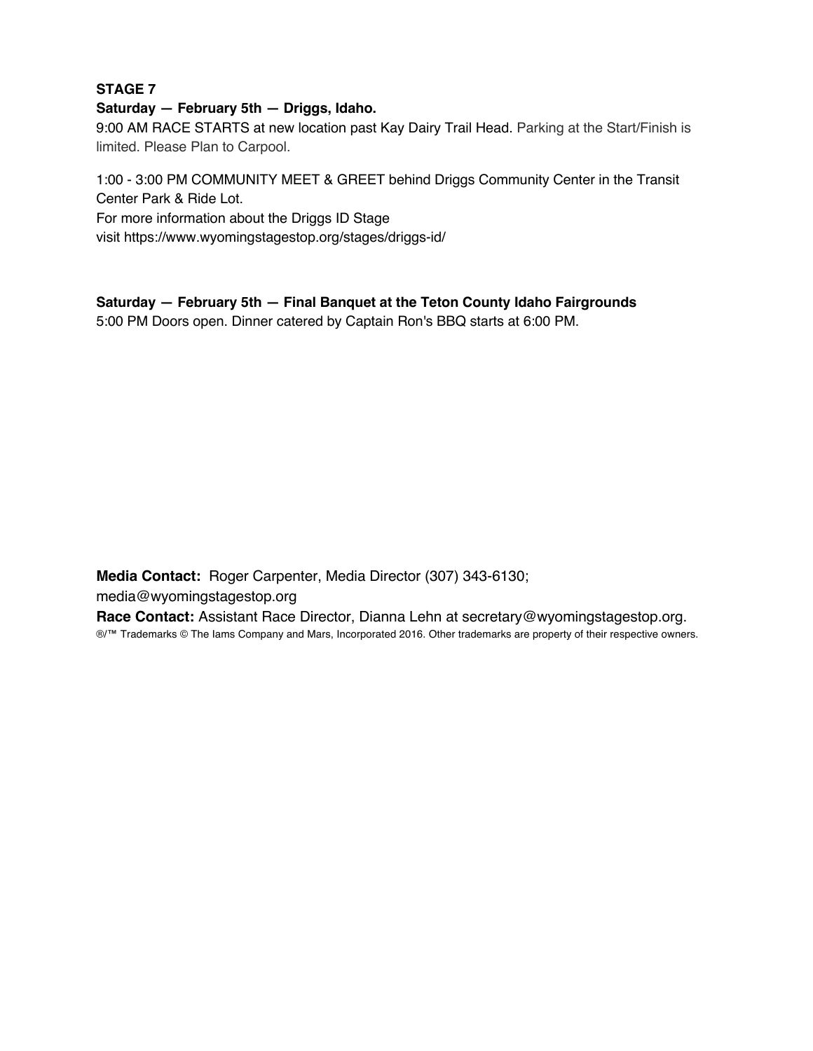**STAGE 7**

**Saturday — February 5th — Driggs, Idaho.**

9:00 AM RACE STARTS at new location past Kay Dairy Trail Head. Parking at the Start/Finish is limited. Please Plan to Carpool.

1:00 - 3:00 PM COMMUNITY MEET & GREET behind Driggs Community Center in the Transit Center Park & Ride Lot.
For more information about the Driggs ID Stage
visit https://www.wyomingstagestop.org/stages/driggs-id/

**Saturday — February 5th — Final Banquet at the Teton County Idaho Fairgrounds**

5:00 PM Doors open. Dinner catered by Captain Ron's BBQ starts at 6:00 PM.

**Media Contact:** Roger Carpenter, Media Director (307) 343-6130; media@wyomingstagestop.org

**Race Contact:** Assistant Race Director, Dianna Lehn at secretary@wyomingstagestop.org.

®/™ Trademarks © The Iams Company and Mars, Incorporated 2016. Other trademarks are property of their respective owners.